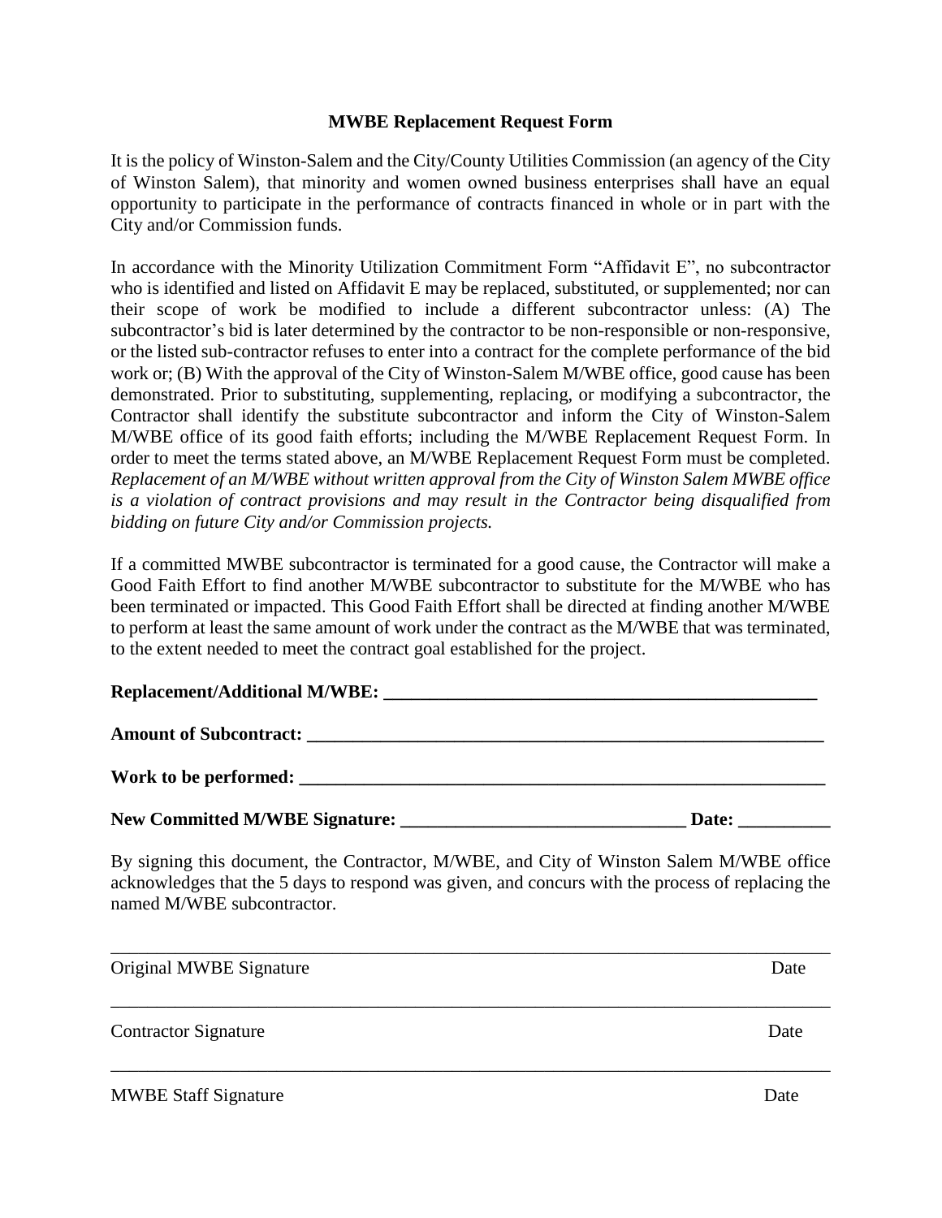**MWBE Replacement Request Form**

It is the policy of Winston-Salem and the City/County Utilities Commission (an agency of the City of Winston Salem), that minority and women owned business enterprises shall have an equal opportunity to participate in the performance of contracts financed in whole or in part with the City and/or Commission funds.

In accordance with the Minority Utilization Commitment Form "Affidavit E", no subcontractor who is identified and listed on Affidavit E may be replaced, substituted, or supplemented; nor can their scope of work be modified to include a different subcontractor unless: (A) The subcontractor's bid is later determined by the contractor to be non-responsible or non-responsive, or the listed sub-contractor refuses to enter into a contract for the complete performance of the bid work or; (B) With the approval of the City of Winston-Salem M/WBE office, good cause has been demonstrated. Prior to substituting, supplementing, replacing, or modifying a subcontractor, the Contractor shall identify the substitute subcontractor and inform the City of Winston-Salem M/WBE office of its good faith efforts; including the M/WBE Replacement Request Form. In order to meet the terms stated above, an M/WBE Replacement Request Form must be completed. *Replacement of an M/WBE without written approval from the City of Winston Salem MWBE office is a violation of contract provisions and may result in the Contractor being disqualified from bidding on future City and/or Commission projects.*

If a committed MWBE subcontractor is terminated for a good cause, the Contractor will make a Good Faith Effort to find another M/WBE subcontractor to substitute for the M/WBE who has been terminated or impacted. This Good Faith Effort shall be directed at finding another M/WBE to perform at least the same amount of work under the contract as the M/WBE that was terminated, to the extent needed to meet the contract goal established for the project.

**Replacement/Additional M/WBE:** ______________________________________________

**Amount of Subcontract:** ______________________________________________________

**Work to be performed:** ______________________________________________________

**New Committed M/WBE Signature:** ______________________________ **Date:** __________

By signing this document, the Contractor, M/WBE, and City of Winston Salem M/WBE office acknowledges that the 5 days to respond was given, and concurs with the process of replacing the named M/WBE subcontractor.

_______________________________________________________________________________

Original MWBE Signature                                                                                                   Date

_______________________________________________________________________________

Contractor Signature                                                                                                          Date

_______________________________________________________________________________

MWBE Staff Signature                                                                                                        Date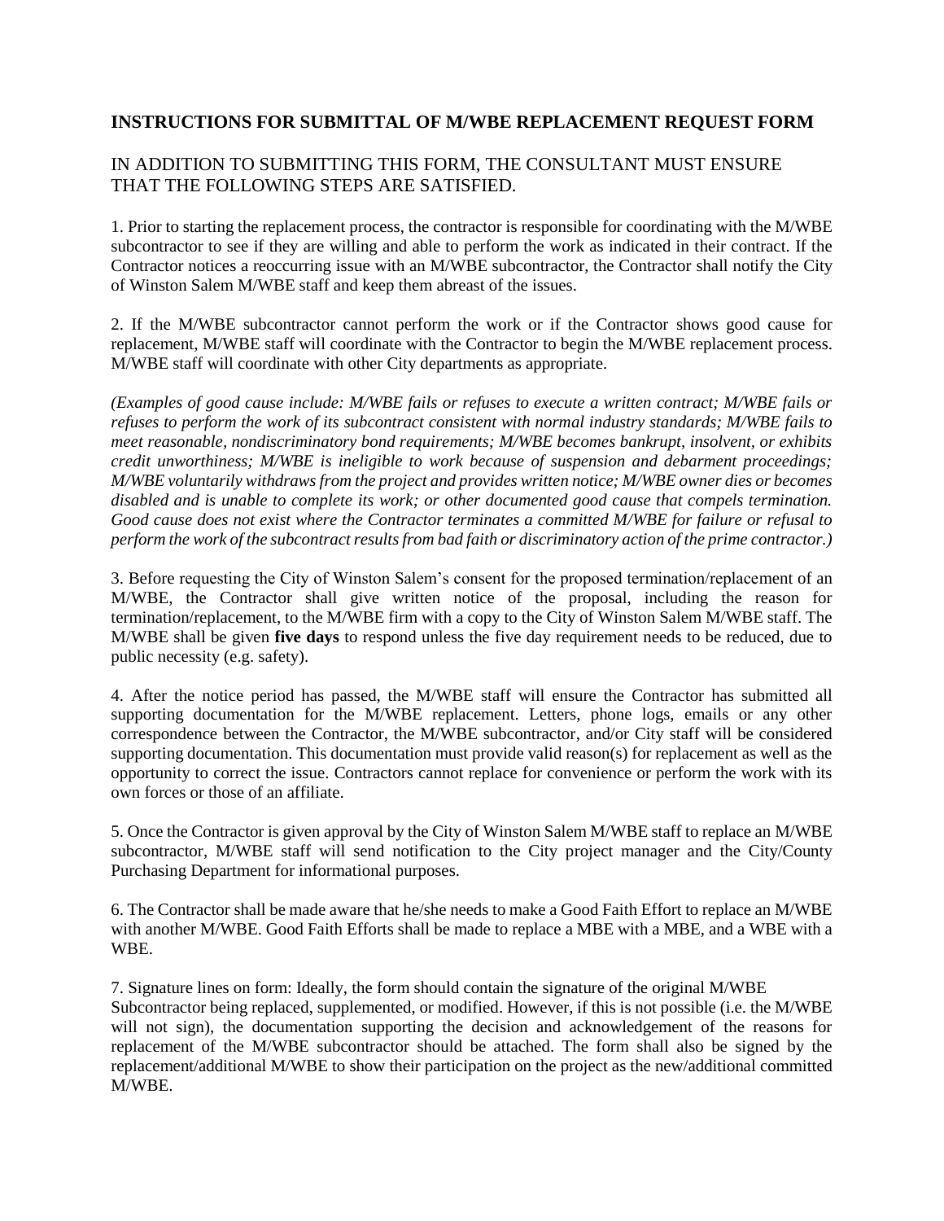## INSTRUCTIONS FOR SUBMITTAL OF M/WBE REPLACEMENT REQUEST FORM

IN ADDITION TO SUBMITTING THIS FORM, THE CONSULTANT MUST ENSURE THAT THE FOLLOWING STEPS ARE SATISFIED.

1. Prior to starting the replacement process, the contractor is responsible for coordinating with the M/WBE subcontractor to see if they are willing and able to perform the work as indicated in their contract. If the Contractor notices a reoccurring issue with an M/WBE subcontractor, the Contractor shall notify the City of Winston Salem M/WBE staff and keep them abreast of the issues.

2. If the M/WBE subcontractor cannot perform the work or if the Contractor shows good cause for replacement, M/WBE staff will coordinate with the Contractor to begin the M/WBE replacement process. M/WBE staff will coordinate with other City departments as appropriate.

*(Examples of good cause include: M/WBE fails or refuses to execute a written contract; M/WBE fails or refuses to perform the work of its subcontract consistent with normal industry standards; M/WBE fails to meet reasonable, nondiscriminatory bond requirements; M/WBE becomes bankrupt, insolvent, or exhibits credit unworthiness; M/WBE is ineligible to work because of suspension and debarment proceedings; M/WBE voluntarily withdraws from the project and provides written notice; M/WBE owner dies or becomes disabled and is unable to complete its work; or other documented good cause that compels termination. Good cause does not exist where the Contractor terminates a committed M/WBE for failure or refusal to perform the work of the subcontract results from bad faith or discriminatory action of the prime contractor.)*

3. Before requesting the City of Winston Salem's consent for the proposed termination/replacement of an M/WBE, the Contractor shall give written notice of the proposal, including the reason for termination/replacement, to the M/WBE firm with a copy to the City of Winston Salem M/WBE staff. The M/WBE shall be given **five days** to respond unless the five day requirement needs to be reduced, due to public necessity (e.g. safety).

4. After the notice period has passed, the M/WBE staff will ensure the Contractor has submitted all supporting documentation for the M/WBE replacement. Letters, phone logs, emails or any other correspondence between the Contractor, the M/WBE subcontractor, and/or City staff will be considered supporting documentation. This documentation must provide valid reason(s) for replacement as well as the opportunity to correct the issue. Contractors cannot replace for convenience or perform the work with its own forces or those of an affiliate.

5. Once the Contractor is given approval by the City of Winston Salem M/WBE staff to replace an M/WBE subcontractor, M/WBE staff will send notification to the City project manager and the City/County Purchasing Department for informational purposes.

6. The Contractor shall be made aware that he/she needs to make a Good Faith Effort to replace an M/WBE with another M/WBE. Good Faith Efforts shall be made to replace a MBE with a MBE, and a WBE with a WBE.

7. Signature lines on form: Ideally, the form should contain the signature of the original M/WBE Subcontractor being replaced, supplemented, or modified. However, if this is not possible (i.e. the M/WBE will not sign), the documentation supporting the decision and acknowledgement of the reasons for replacement of the M/WBE subcontractor should be attached. The form shall also be signed by the replacement/additional M/WBE to show their participation on the project as the new/additional committed M/WBE.